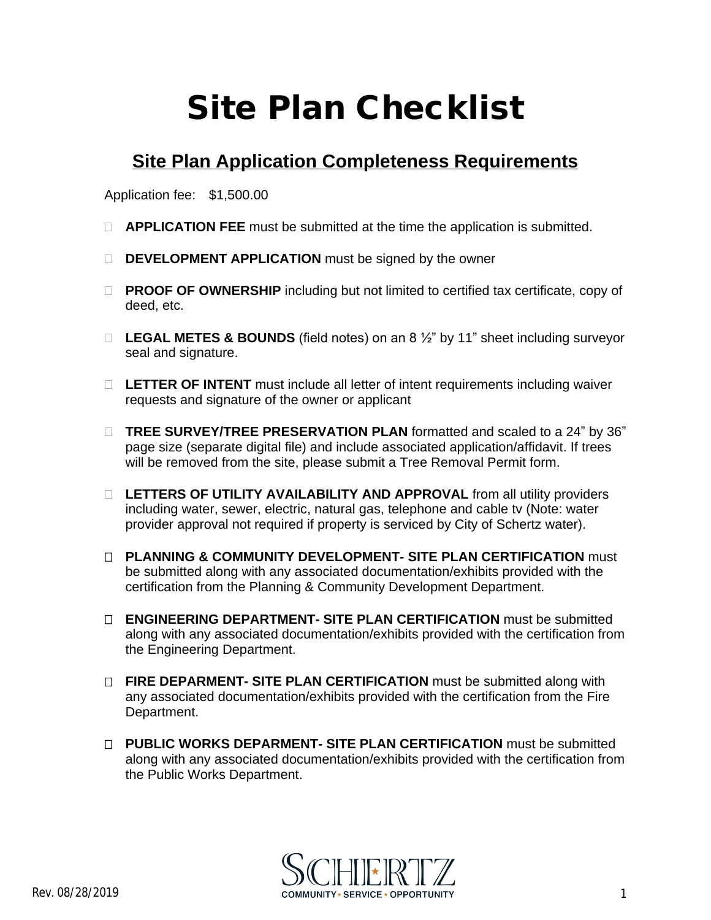# Site Plan Checklist

## Site Plan Application Completeness Requirements

Application fee: $1,500.00

- ☐ **APPLICATION FEE** must be submitted at the time the application is submitted.
- ☐ **DEVELOPMENT APPLICATION** must be signed by the owner
- ☐ **PROOF OF OWNERSHIP** including but not limited to certified tax certificate, copy of deed, etc.
- ☐ **LEGAL METES & BOUNDS** (field notes) on an 8 ½" by 11" sheet including surveyor seal and signature.
- ☐ **LETTER OF INTENT** must include all letter of intent requirements including waiver requests and signature of the owner or applicant
- ☐ **TREE SURVEY/TREE PRESERVATION PLAN** formatted and scaled to a 24" by 36" page size (separate digital file) and include associated application/affidavit. If trees will be removed from the site, please submit a Tree Removal Permit form.
- ☐ **LETTERS OF UTILITY AVAILABILITY AND APPROVAL** from all utility providers including water, sewer, electric, natural gas, telephone and cable tv (Note: water provider approval not required if property is serviced by City of Schertz water).
- ☐ **PLANNING & COMMUNITY DEVELOPMENT- SITE PLAN CERTIFICATION** must be submitted along with any associated documentation/exhibits provided with the certification from the Planning & Community Development Department.
- ☐ **ENGINEERING DEPARTMENT- SITE PLAN CERTIFICATION** must be submitted along with any associated documentation/exhibits provided with the certification from the Engineering Department.
- ☐ **FIRE DEPARMENT- SITE PLAN CERTIFICATION** must be submitted along with any associated documentation/exhibits provided with the certification from the Fire Department.
- ☐ **PUBLIC WORKS DEPARMENT- SITE PLAN CERTIFICATION** must be submitted along with any associated documentation/exhibits provided with the certification from the Public Works Department.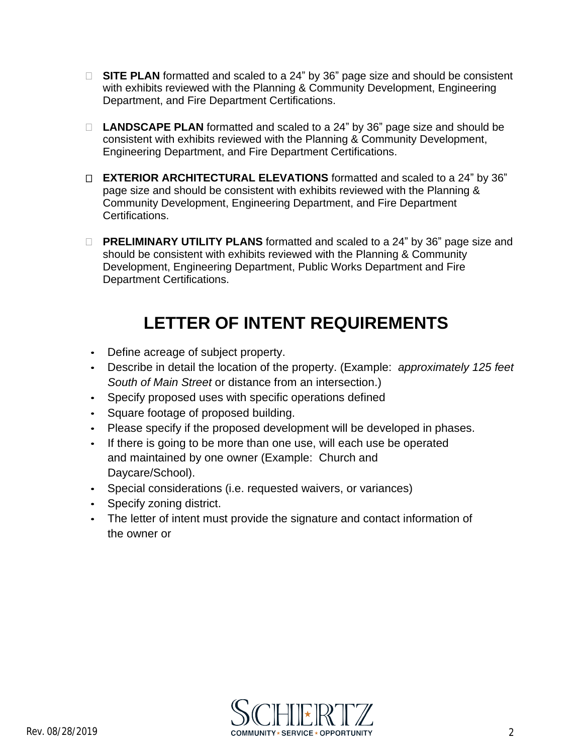- ☐ **SITE PLAN** formatted and scaled to a 24" by 36" page size and should be consistent with exhibits reviewed with the Planning & Community Development, Engineering Department, and Fire Department Certifications.

- ☐ **LANDSCAPE PLAN** formatted and scaled to a 24" by 36" page size and should be consistent with exhibits reviewed with the Planning & Community Development, Engineering Department, and Fire Department Certifications.

- ☐ **EXTERIOR ARCHITECTURAL ELEVATIONS** formatted and scaled to a 24" by 36" page size and should be consistent with exhibits reviewed with the Planning & Community Development, Engineering Department, and Fire Department Certifications.

- ☐ **PRELIMINARY UTILITY PLANS** formatted and scaled to a 24" by 36" page size and should be consistent with exhibits reviewed with the Planning & Community Development, Engineering Department, Public Works Department and Fire Department Certifications.

# LETTER OF INTENT REQUIREMENTS

- Define acreage of subject property.
- Describe in detail the location of the property. (Example: *approximately 125 feet South of Main Street* or distance from an intersection.)
- Specify proposed uses with specific operations defined
- Square footage of proposed building.
- Please specify if the proposed development will be developed in phases.
- If there is going to be more than one use, will each use be operated and maintained by one owner (Example: Church and Daycare/School).
- Special considerations (i.e. requested waivers, or variances)
- Specify zoning district.
- The letter of intent must provide the signature and contact information of the owner or

Rev. 08/28/2019